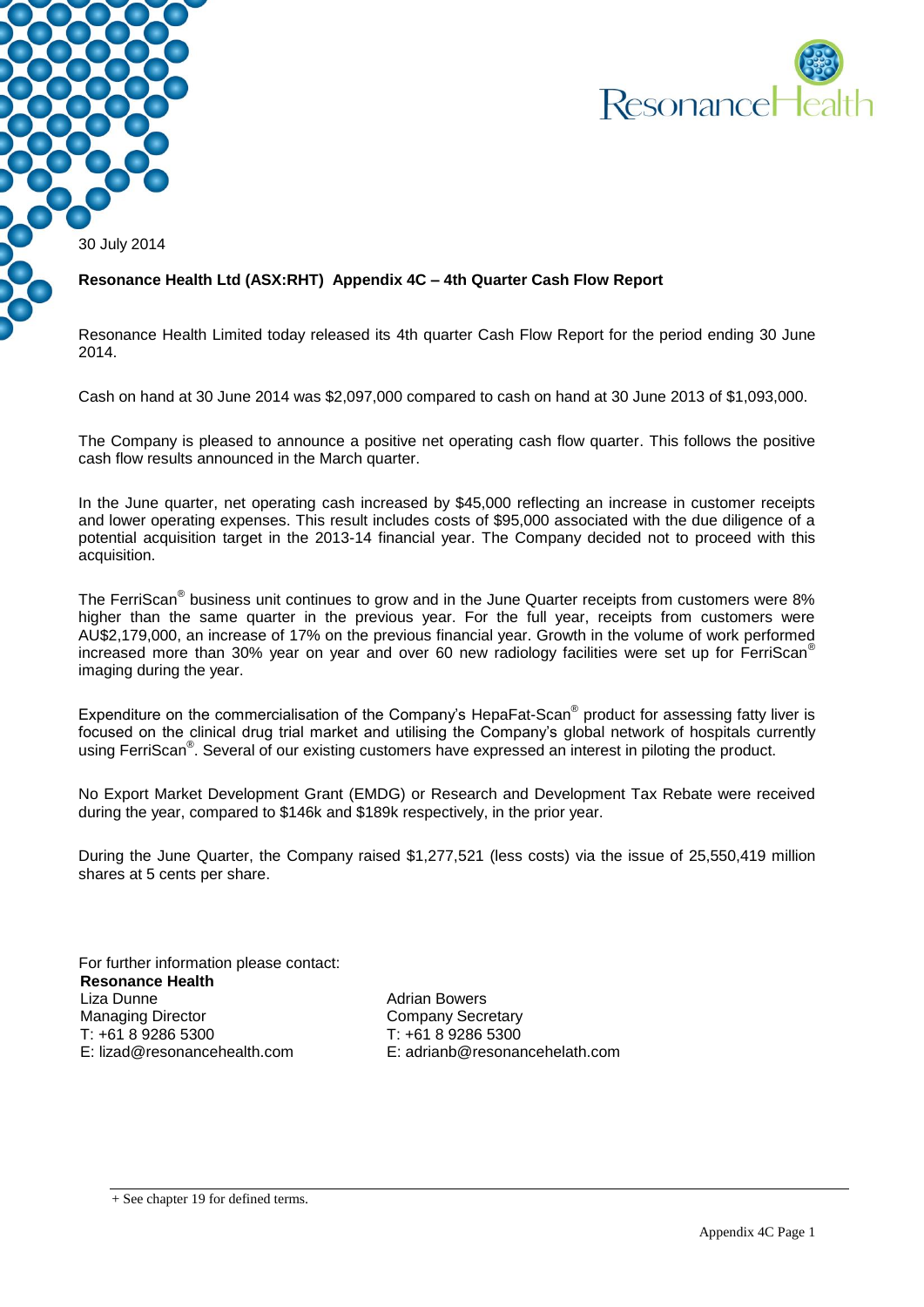30 July 2014

**Resonance Health Ltd (ASX:RHT) Appendix 4C – 4th Quarter Cash Flow Report**

Resonance Health Limited today released its 4th quarter Cash Flow Report for the period ending 30 June 2014.

Cash on hand at 30 June 2014 was $2,097,000 compared to cash on hand at 30 June 2013 of $1,093,000.

The Company is pleased to announce a positive net operating cash flow quarter. This follows the positive cash flow results announced in the March quarter.

In the June quarter, net operating cash increased by $45,000 reflecting an increase in customer receipts and lower operating expenses. This result includes costs of $95,000 associated with the due diligence of a potential acquisition target in the 2013-14 financial year. The Company decided not to proceed with this acquisition.

The FerriScan® business unit continues to grow and in the June Quarter receipts from customers were 8% higher than the same quarter in the previous year. For the full year, receipts from customers were AU$2,179,000, an increase of 17% on the previous financial year. Growth in the volume of work performed increased more than 30% year on year and over 60 new radiology facilities were set up for FerriScan® imaging during the year.

Expenditure on the commercialisation of the Company's HepaFat-Scan® product for assessing fatty liver is focused on the clinical drug trial market and utilising the Company's global network of hospitals currently using FerriScan®. Several of our existing customers have expressed an interest in piloting the product.

No Export Market Development Grant (EMDG) or Research and Development Tax Rebate were received during the year, compared to $146k and $189k respectively, in the prior year.

During the June Quarter, the Company raised $1,277,521 (less costs) via the issue of 25,550,419 million shares at 5 cents per share.

For further information please contact:

**Resonance Health**

Liza Dunne
Managing Director
T: +61 8 9286 5300
E: lizad@resonancehealth.com

Adrian Bowers
Company Secretary
T: +61 8 9286 5300
E: adrianb@resonancehelath.com

+ See chapter 19 for defined terms.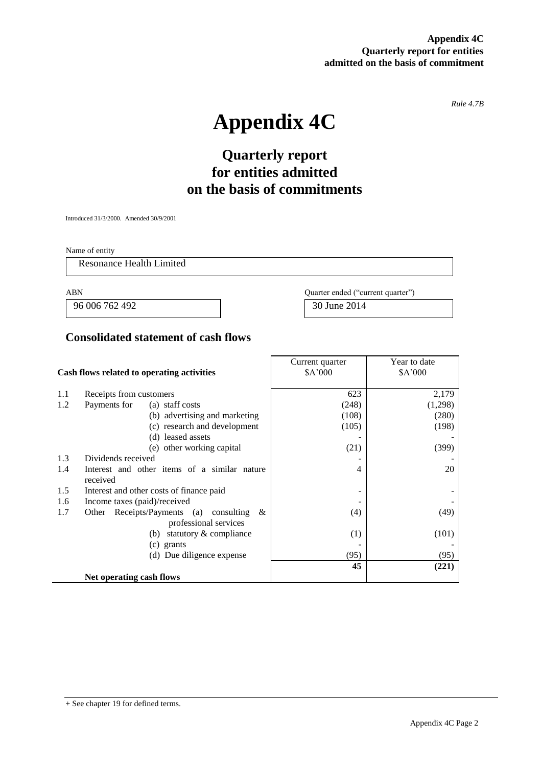*Rule 4.7B*

# Appendix 4C

## Quarterly report for entities admitted on the basis of commitments

Introduced 31/3/2000. Amended 30/9/2001

Name of entity

Resonance Health Limited

| ABN | Quarter ended ("current quarter") |
|---|---|
| 96 006 762 492 | 30 June 2014 |

## Consolidated statement of cash flows

| | Cash flows related to operating activities | Current quarter $A'000 | Year to date $A'000 |
|---|---|---|---|
| 1.1 | Receipts from customers | 623 | 2,179 |
| 1.2 | Payments for (a) staff costs | (248) | (1,298) |
| | (b) advertising and marketing | (108) | (280) |
| | (c) research and development | (105) | (198) |
| | (d) leased assets | - | - |
| | (e) other working capital | (21) | (399) |
| 1.3 | Dividends received | - | - |
| 1.4 | Interest and other items of a similar nature received | 4 | 20 |
| 1.5 | Interest and other costs of finance paid | - | - |
| 1.6 | Income taxes (paid)/received | - | - |
| 1.7 | Other Receipts/Payments (a) consulting & professional services | (4) | (49) |
| | (b) statutory & compliance | (1) | (101) |
| | (c) grants | - | - |
| | (d) Due diligence expense | (95) | (95) |
| | **Net operating cash flows** | **45** | **(221)** |

+ See chapter 19 for defined terms.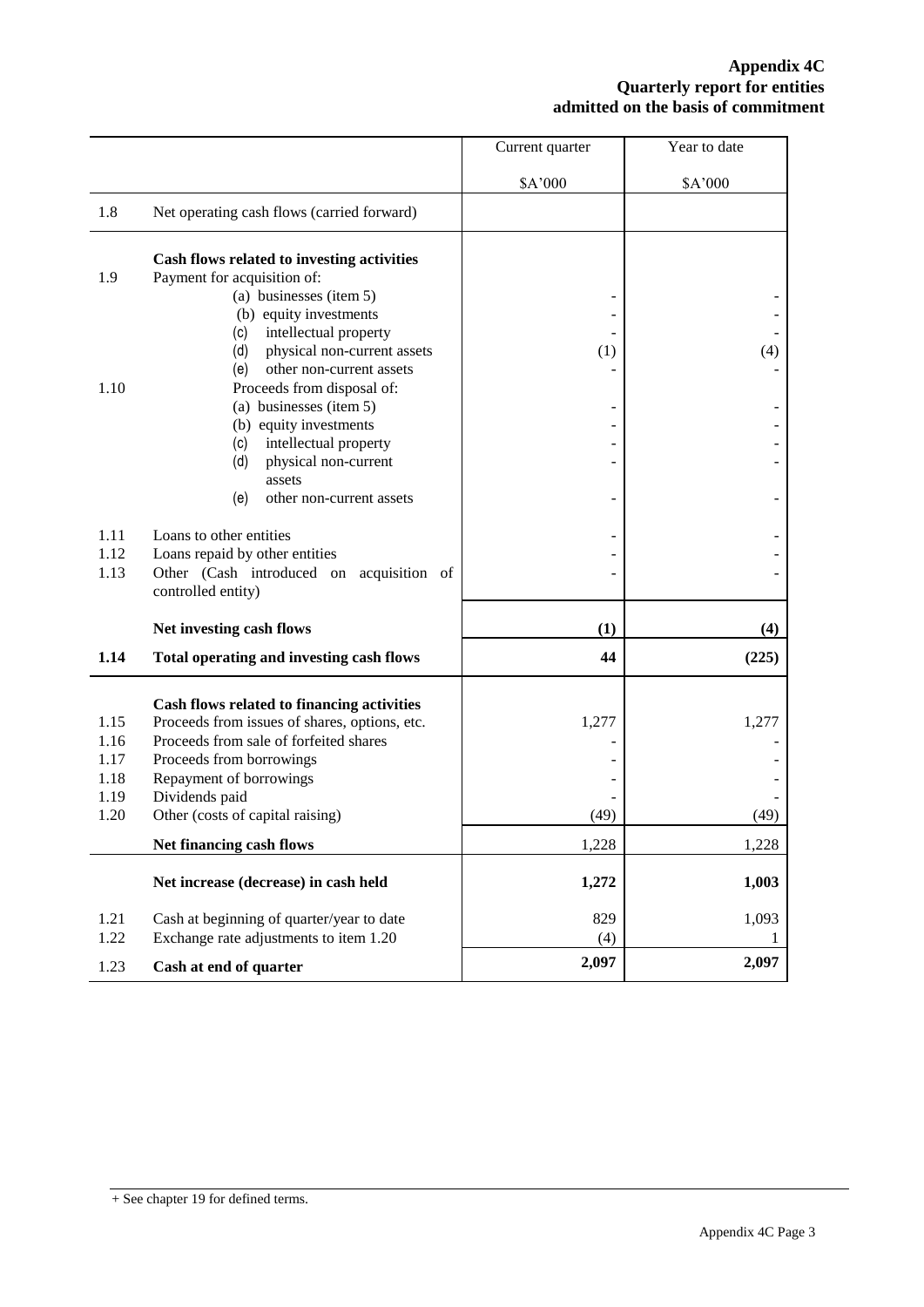# Appendix 4C
**Quarterly report for entities admitted on the basis of commitment**

| | | Current quarter | Year to date |
|---|---|---|---|
| | | $A'000 | $A'000 |
| 1.8 | Net operating cash flows (carried forward) | | |
| | **Cash flows related to investing activities** | | |
| 1.9 | Payment for acquisition of: | | |
| | (a) businesses (item 5) | - | - |
| | (b) equity investments | - | - |
| | (c) intellectual property | - | - |
| | (d) physical non-current assets | (1) | (4) |
| | (e) other non-current assets | - | - |
| 1.10 | Proceeds from disposal of: | | |
| | (a) businesses (item 5) | - | - |
| | (b) equity investments | - | - |
| | (c) intellectual property | - | - |
| | (d) physical non-current assets | - | - |
| | (e) other non-current assets | - | - |
| 1.11 | Loans to other entities | - | - |
| 1.12 | Loans repaid by other entities | - | - |
| 1.13 | Other (Cash introduced on acquisition of controlled entity) | - | - |
| | **Net investing cash flows** | **(1)** | **(4)** |
| **1.14** | **Total operating and investing cash flows** | **44** | **(225)** |
| | **Cash flows related to financing activities** | | |
| 1.15 | Proceeds from issues of shares, options, etc. | 1,277 | 1,277 |
| 1.16 | Proceeds from sale of forfeited shares | - | - |
| 1.17 | Proceeds from borrowings | - | - |
| 1.18 | Repayment of borrowings | - | - |
| 1.19 | Dividends paid | - | - |
| 1.20 | Other (costs of capital raising) | (49) | (49) |
| | **Net financing cash flows** | 1,228 | 1,228 |
| | **Net increase (decrease) in cash held** | **1,272** | **1,003** |
| 1.21 | Cash at beginning of quarter/year to date | 829 | 1,093 |
| 1.22 | Exchange rate adjustments to item 1.20 | (4) | 1 |
| 1.23 | **Cash at end of quarter** | **2,097** | **2,097** |

+ See chapter 19 for defined terms.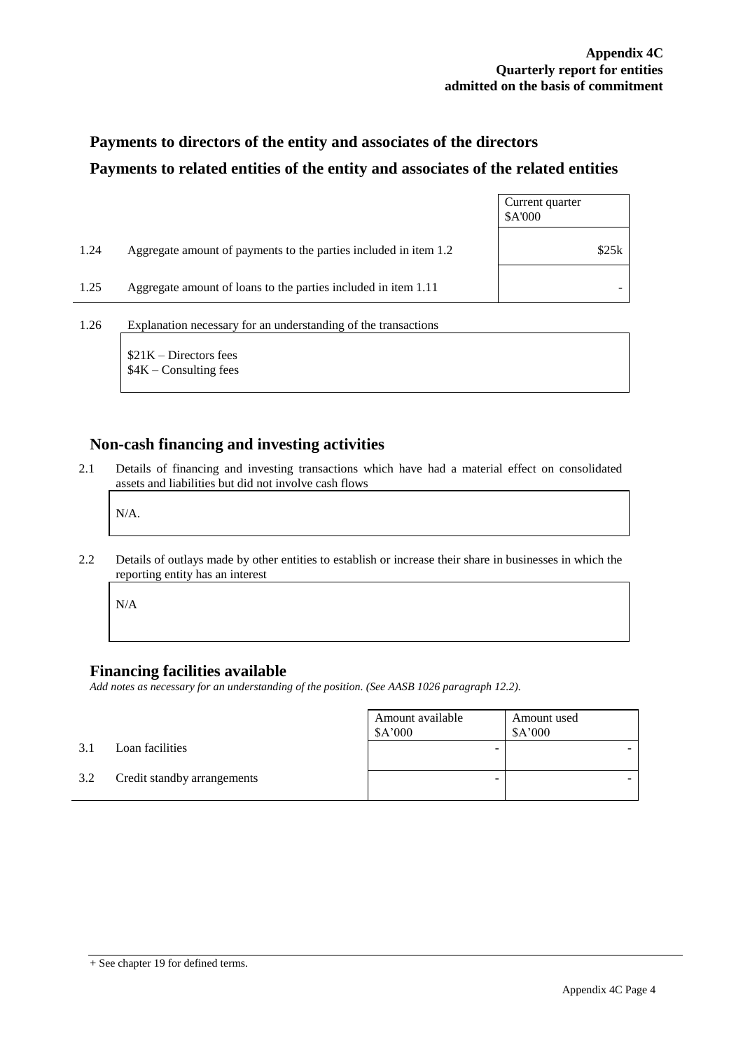## Payments to directors of the entity and associates of the directors

## Payments to related entities of the entity and associates of the related entities

| | | Current quarter \$A'000 |
|---|---|---|
| 1.24 | Aggregate amount of payments to the parties included in item 1.2 | \$25k |
| 1.25 | Aggregate amount of loans to the parties included in item 1.11 | - |

1.26 Explanation necessary for an understanding of the transactions

\$21K – Directors fees
\$4K – Consulting fees

## Non-cash financing and investing activities

2.1 Details of financing and investing transactions which have had a material effect on consolidated assets and liabilities but did not involve cash flows

N/A.

2.2 Details of outlays made by other entities to establish or increase their share in businesses in which the reporting entity has an interest

N/A

## Financing facilities available

*Add notes as necessary for an understanding of the position. (See AASB 1026 paragraph 12.2).*

| | | Amount available \$A'000 | Amount used \$A'000 |
|---|---|---|---|
| 3.1 | Loan facilities | - | - |
| 3.2 | Credit standby arrangements | - | - |

+ See chapter 19 for defined terms.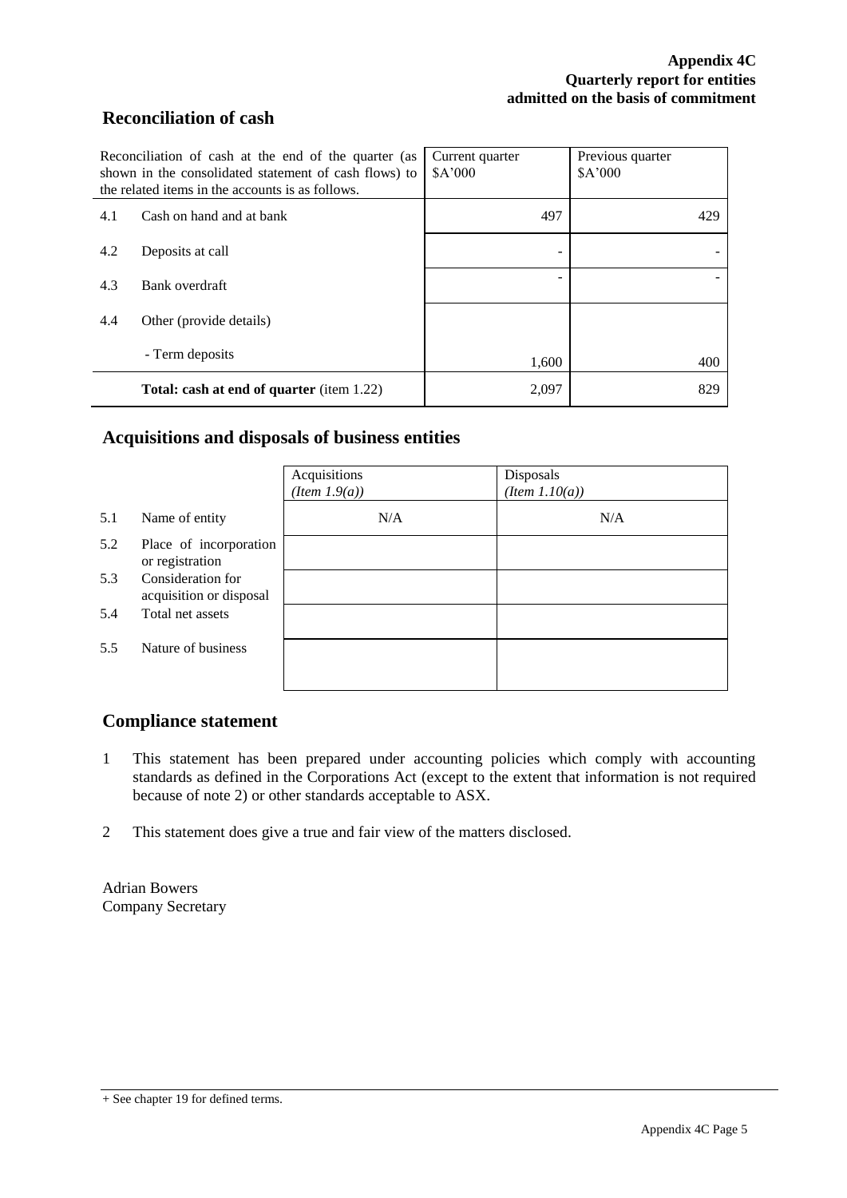**Appendix 4C**
**Quarterly report for entities**
**admitted on the basis of commitment**

## Reconciliation of cash

| Reconciliation of cash at the end of the quarter (as shown in the consolidated statement of cash flows) to the related items in the accounts is as follows. | | Current quarter $A'000 | Previous quarter $A'000 |
|---|---|---|---|
| 4.1 | Cash on hand and at bank | 497 | 429 |
| 4.2 | Deposits at call | - | - |
| 4.3 | Bank overdraft | - | - |
| 4.4 | Other (provide details) | | |
| | - Term deposits | 1,600 | 400 |
| | **Total: cash at end of quarter** (item 1.22) | 2,097 | 829 |

## Acquisitions and disposals of business entities

| | | Acquisitions *(Item 1.9(a))* | Disposals *(Item 1.10(a))* |
|---|---|---|---|
| 5.1 | Name of entity | N/A | N/A |
| 5.2 | Place of incorporation or registration | | |
| 5.3 | Consideration for acquisition or disposal | | |
| 5.4 | Total net assets | | |
| 5.5 | Nature of business | | |

## Compliance statement

1 This statement has been prepared under accounting policies which comply with accounting standards as defined in the Corporations Act (except to the extent that information is not required because of note 2) or other standards acceptable to ASX.

2 This statement does give a true and fair view of the matters disclosed.

Adrian Bowers
Company Secretary

+ See chapter 19 for defined terms.